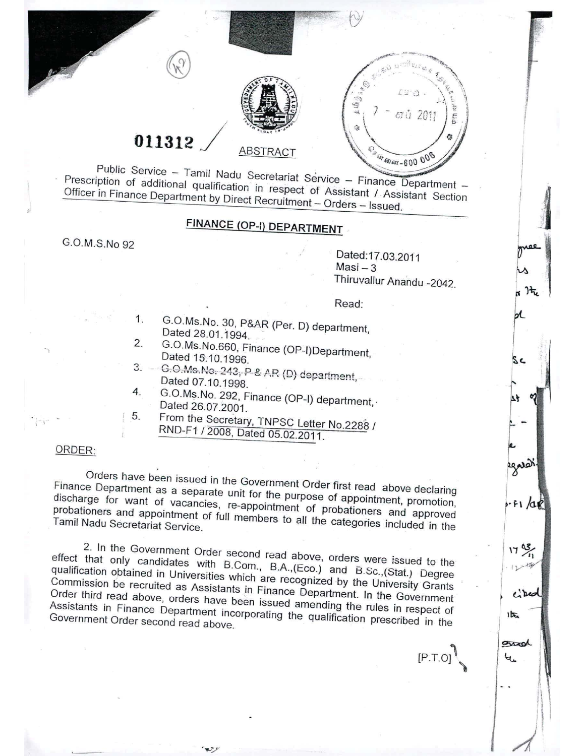011312

ABSTRACT

Public Service – Tamil Nadu Secretariat Service – Finance Department – Prescription of additional qualification in respect of Assistant / Assistant Section Officer in Finance Department by Direct Recruitment – Orders – Issued.

## FINANCE (OP-I) DEPARTMENT

G.O.M.S.No 92

Dated:17.03.2011
Masi – 3
Thiruvallur Anandu -2042.

Read:

1. G.O.Ms.No. 30, P&AR (Per. D) department, Dated 28.01.1994.
2. G.O.Ms.No.660, Finance (OP-I)Department, Dated 15.10.1996.
3. ~~G.O.Ms.No. 243, P & AR (D) department,~~ Dated 07.10.1998.
4. G.O.Ms.No. 292, Finance (OP-I) department, Dated 26.07.2001.
5. From the Secretary, TNPSC Letter No.2288 / RND-F1 / 2008, Dated 05.02.2011.

ORDER:

Orders have been issued in the Government Order first read above declaring Finance Department as a separate unit for the purpose of appointment, promotion, discharge for want of vacancies, re-appointment of probationers and approved probationers and appointment of full members to all the categories included in the Tamil Nadu Secretariat Service.

2. In the Government Order second read above, orders were issued to the effect that only candidates with B.Com., B.A.,(Eco.) and B.Sc.,(Stat.) Degree qualification obtained in Universities which are recognized by the University Grants Commission be recruited as Assistants in Finance Department. In the Government Order third read above, orders have been issued amending the rules in respect of Assistants in Finance Department incorporating the qualification prescribed in the Government Order second read above.

[P.T.O]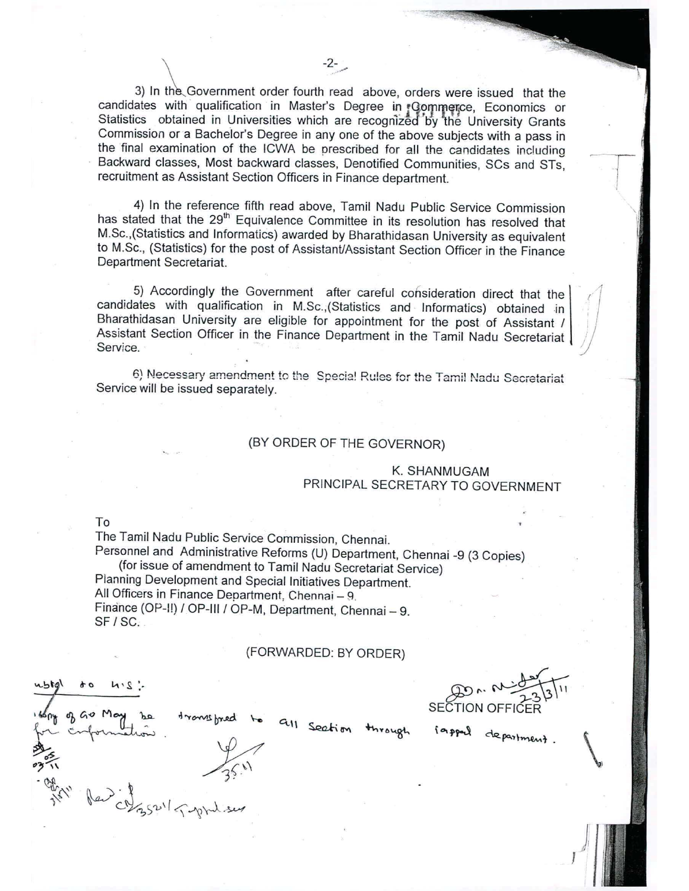3) In the Government order fourth read above, orders were issued that the candidates with qualification in Master's Degree in Commerce, Economics or Statistics obtained in Universities which are recognized by the University Grants Commission or a Bachelor's Degree in any one of the above subjects with a pass in the final examination of the ICWA be prescribed for all the candidates including Backward classes, Most backward classes, Denotified Communities, SCs and STs, recruitment as Assistant Section Officers in Finance department.

4) In the reference fifth read above, Tamil Nadu Public Service Commission has stated that the 29th Equivalence Committee in its resolution has resolved that M.Sc.,(Statistics and Informatics) awarded by Bharathidasan University as equivalent to M.Sc., (Statistics) for the post of Assistant/Assistant Section Officer in the Finance Department Secretariat.

5) Accordingly the Government after careful consideration direct that the candidates with qualification in M.Sc.,(Statistics and Informatics) obtained in Bharathidasan University are eligible for appointment for the post of Assistant / Assistant Section Officer in the Finance Department in the Tamil Nadu Secretariat Service.

6) Necessary amendment to the Special Rules for the Tamil Nadu Secretariat Service will be issued separately.

(BY ORDER OF THE GOVERNOR)

K. SHANMUGAM
PRINCIPAL SECRETARY TO GOVERNMENT

To
The Tamil Nadu Public Service Commission, Chennai.
Personnel and Administrative Reforms (U) Department, Chennai -9 (3 Copies)
(for issue of amendment to Tamil Nadu Secretariat Service)
Planning Development and Special Initiatives Department.
All Officers in Finance Department, Chennai – 9.
Finance (OP-II) / OP-III / OP-M, Department, Chennai – 9.
SF / SC.

(FORWARDED: BY ORDER)

23/3/11
SECTION OFFICER

Copy of GO may be transferred to all Section through iapped department for information.